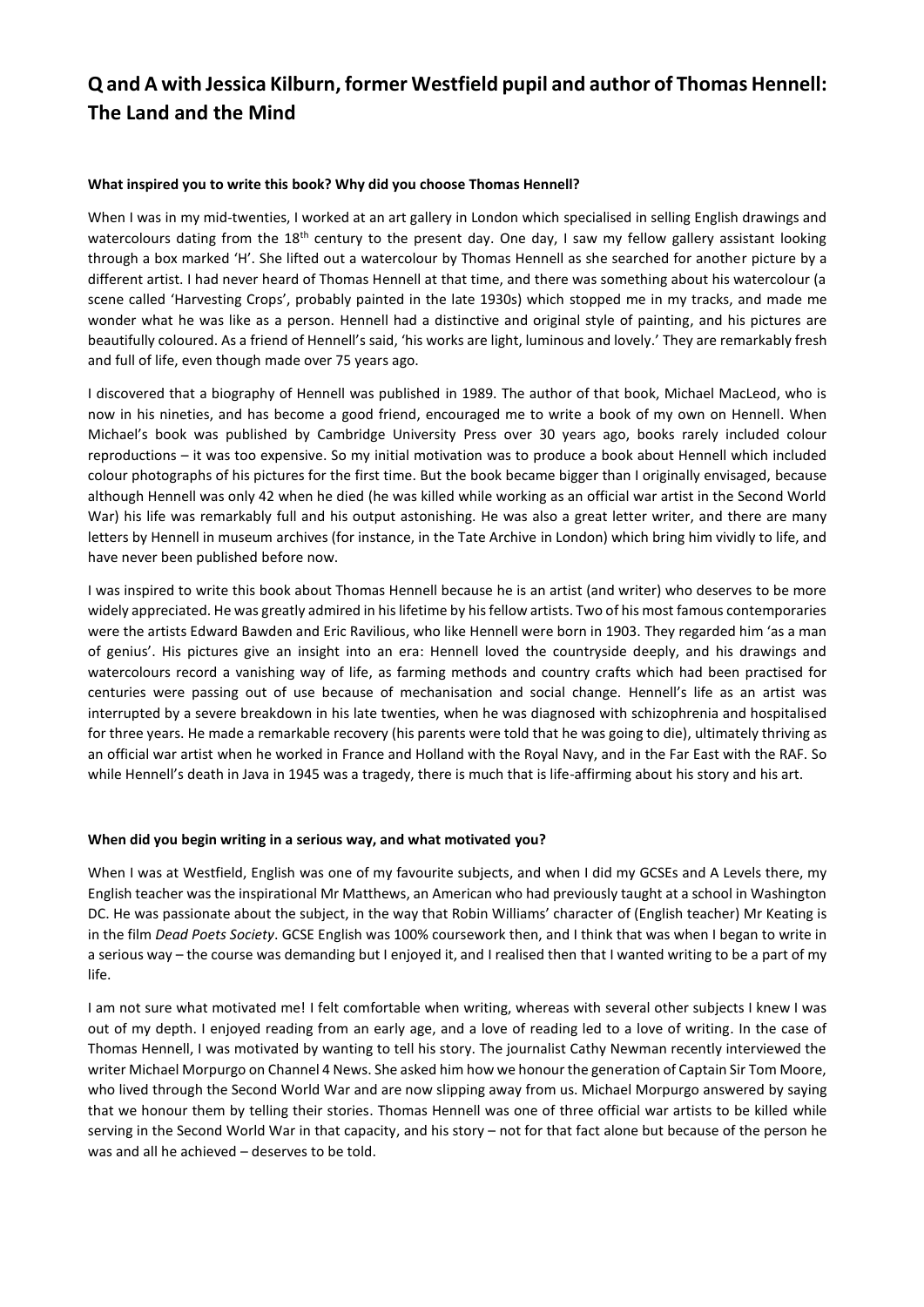# Q and A with Jessica Kilburn, former Westfield pupil and author of Thomas Hennell: The Land and the Mind

**What inspired you to write this book? Why did you choose Thomas Hennell?**

When I was in my mid-twenties, I worked at an art gallery in London which specialised in selling English drawings and watercolours dating from the 18th century to the present day. One day, I saw my fellow gallery assistant looking through a box marked 'H'. She lifted out a watercolour by Thomas Hennell as she searched for another picture by a different artist. I had never heard of Thomas Hennell at that time, and there was something about his watercolour (a scene called 'Harvesting Crops', probably painted in the late 1930s) which stopped me in my tracks, and made me wonder what he was like as a person. Hennell had a distinctive and original style of painting, and his pictures are beautifully coloured. As a friend of Hennell's said, 'his works are light, luminous and lovely.' They are remarkably fresh and full of life, even though made over 75 years ago.

I discovered that a biography of Hennell was published in 1989. The author of that book, Michael MacLeod, who is now in his nineties, and has become a good friend, encouraged me to write a book of my own on Hennell. When Michael's book was published by Cambridge University Press over 30 years ago, books rarely included colour reproductions – it was too expensive. So my initial motivation was to produce a book about Hennell which included colour photographs of his pictures for the first time. But the book became bigger than I originally envisaged, because although Hennell was only 42 when he died (he was killed while working as an official war artist in the Second World War) his life was remarkably full and his output astonishing. He was also a great letter writer, and there are many letters by Hennell in museum archives (for instance, in the Tate Archive in London) which bring him vividly to life, and have never been published before now.

I was inspired to write this book about Thomas Hennell because he is an artist (and writer) who deserves to be more widely appreciated. He was greatly admired in his lifetime by his fellow artists. Two of his most famous contemporaries were the artists Edward Bawden and Eric Ravilious, who like Hennell were born in 1903. They regarded him 'as a man of genius'. His pictures give an insight into an era: Hennell loved the countryside deeply, and his drawings and watercolours record a vanishing way of life, as farming methods and country crafts which had been practised for centuries were passing out of use because of mechanisation and social change. Hennell's life as an artist was interrupted by a severe breakdown in his late twenties, when he was diagnosed with schizophrenia and hospitalised for three years. He made a remarkable recovery (his parents were told that he was going to die), ultimately thriving as an official war artist when he worked in France and Holland with the Royal Navy, and in the Far East with the RAF. So while Hennell's death in Java in 1945 was a tragedy, there is much that is life-affirming about his story and his art.

**When did you begin writing in a serious way, and what motivated you?**

When I was at Westfield, English was one of my favourite subjects, and when I did my GCSEs and A Levels there, my English teacher was the inspirational Mr Matthews, an American who had previously taught at a school in Washington DC. He was passionate about the subject, in the way that Robin Williams' character of (English teacher) Mr Keating is in the film *Dead Poets Society*. GCSE English was 100% coursework then, and I think that was when I began to write in a serious way – the course was demanding but I enjoyed it, and I realised then that I wanted writing to be a part of my life.

I am not sure what motivated me! I felt comfortable when writing, whereas with several other subjects I knew I was out of my depth. I enjoyed reading from an early age, and a love of reading led to a love of writing. In the case of Thomas Hennell, I was motivated by wanting to tell his story. The journalist Cathy Newman recently interviewed the writer Michael Morpurgo on Channel 4 News. She asked him how we honour the generation of Captain Sir Tom Moore, who lived through the Second World War and are now slipping away from us. Michael Morpurgo answered by saying that we honour them by telling their stories. Thomas Hennell was one of three official war artists to be killed while serving in the Second World War in that capacity, and his story – not for that fact alone but because of the person he was and all he achieved – deserves to be told.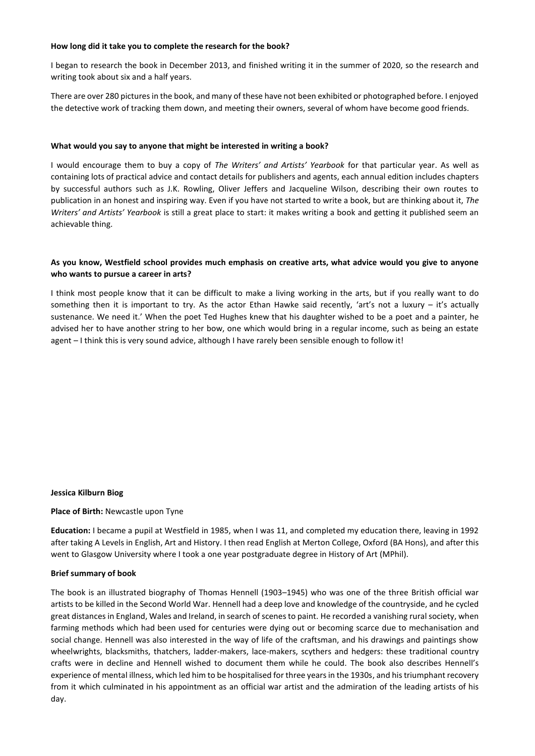**How long did it take you to complete the research for the book?**

I began to research the book in December 2013, and finished writing it in the summer of 2020, so the research and writing took about six and a half years.

There are over 280 pictures in the book, and many of these have not been exhibited or photographed before. I enjoyed the detective work of tracking them down, and meeting their owners, several of whom have become good friends.

**What would you say to anyone that might be interested in writing a book?**

I would encourage them to buy a copy of *The Writers' and Artists' Yearbook* for that particular year. As well as containing lots of practical advice and contact details for publishers and agents, each annual edition includes chapters by successful authors such as J.K. Rowling, Oliver Jeffers and Jacqueline Wilson, describing their own routes to publication in an honest and inspiring way. Even if you have not started to write a book, but are thinking about it, *The Writers' and Artists' Yearbook* is still a great place to start: it makes writing a book and getting it published seem an achievable thing.

**As you know, Westfield school provides much emphasis on creative arts, what advice would you give to anyone who wants to pursue a career in arts?**

I think most people know that it can be difficult to make a living working in the arts, but if you really want to do something then it is important to try. As the actor Ethan Hawke said recently, 'art's not a luxury – it's actually sustenance. We need it.' When the poet Ted Hughes knew that his daughter wished to be a poet and a painter, he advised her to have another string to her bow, one which would bring in a regular income, such as being an estate agent – I think this is very sound advice, although I have rarely been sensible enough to follow it!

**Jessica Kilburn Biog**

**Place of Birth:** Newcastle upon Tyne

**Education:** I became a pupil at Westfield in 1985, when I was 11, and completed my education there, leaving in 1992 after taking A Levels in English, Art and History. I then read English at Merton College, Oxford (BA Hons), and after this went to Glasgow University where I took a one year postgraduate degree in History of Art (MPhil).

**Brief summary of book**

The book is an illustrated biography of Thomas Hennell (1903–1945) who was one of the three British official war artists to be killed in the Second World War. Hennell had a deep love and knowledge of the countryside, and he cycled great distances in England, Wales and Ireland, in search of scenes to paint. He recorded a vanishing rural society, when farming methods which had been used for centuries were dying out or becoming scarce due to mechanisation and social change. Hennell was also interested in the way of life of the craftsman, and his drawings and paintings show wheelwrights, blacksmiths, thatchers, ladder-makers, lace-makers, scythers and hedgers: these traditional country crafts were in decline and Hennell wished to document them while he could. The book also describes Hennell's experience of mental illness, which led him to be hospitalised for three years in the 1930s, and his triumphant recovery from it which culminated in his appointment as an official war artist and the admiration of the leading artists of his day.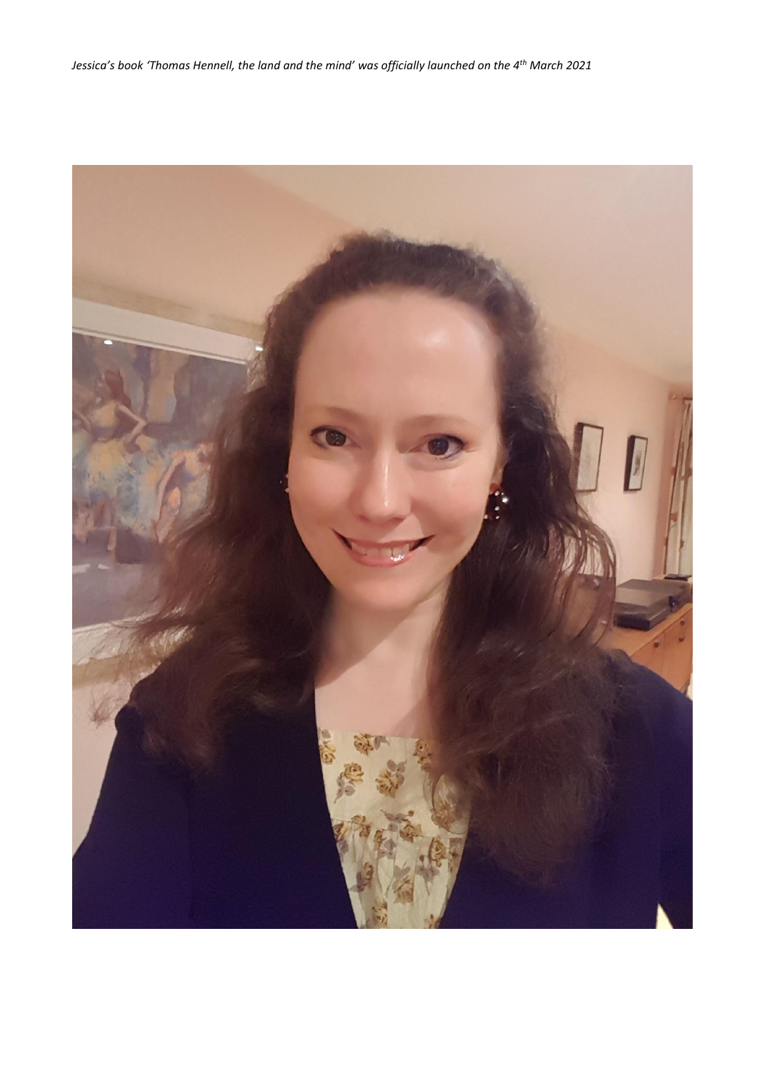*Jessica's book 'Thomas Hennell, the land and the mind' was officially launched on the 4th March 2021*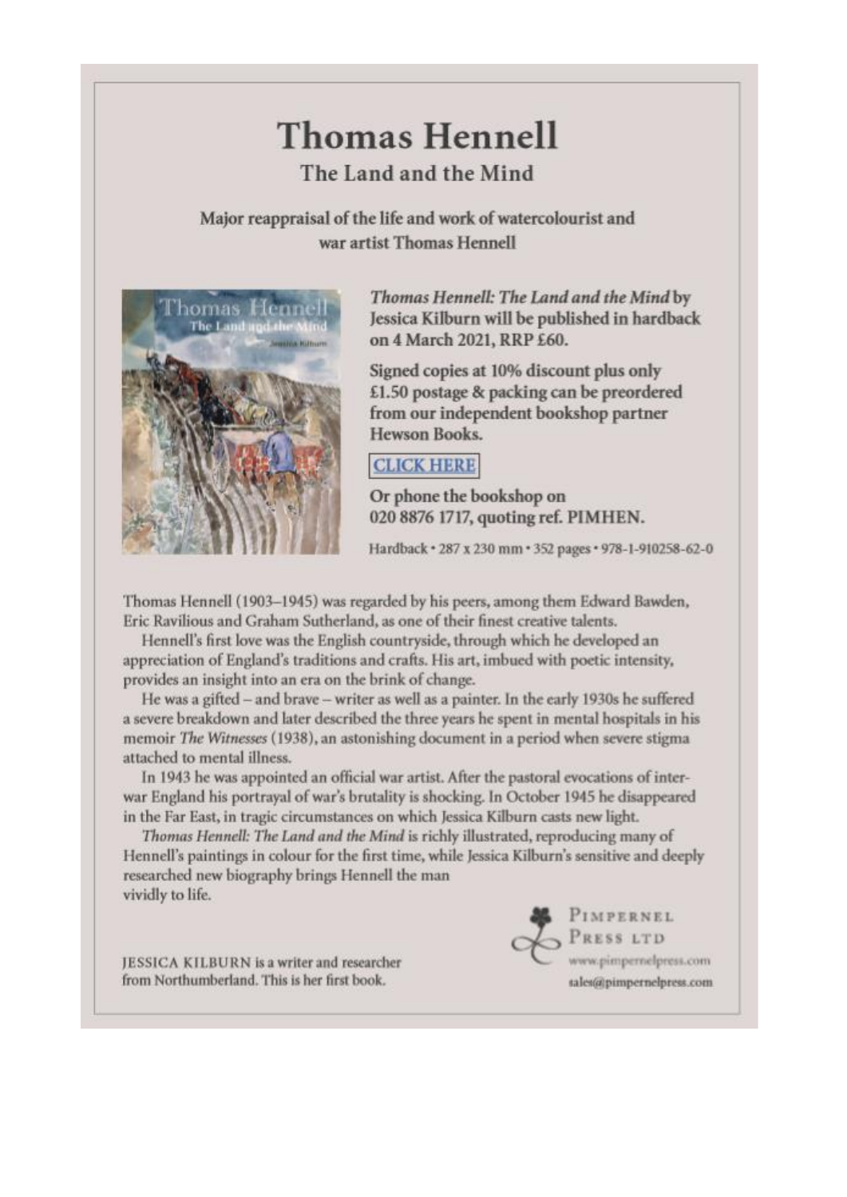# Thomas Hennell

## The Land and the Mind

**Major reappraisal of the life and work of watercolourist and war artist Thomas Hennell**

***Thomas Hennell: The Land and the Mind*** **by Jessica Kilburn will be published in hardback on 4 March 2021, RRP £60.**

**Signed copies at 10% discount plus only £1.50 postage & packing can be preordered from our independent bookshop partner Hewson Books.**

**CLICK HERE**

**Or phone the bookshop on 020 8876 1717, quoting ref. PIMHEN.**

Hardback • 287 x 230 mm • 352 pages • 978-1-910258-62-0

Thomas Hennell (1903–1945) was regarded by his peers, among them Edward Bawden, Eric Ravilious and Graham Sutherland, as one of their finest creative talents.

Hennell's first love was the English countryside, through which he developed an appreciation of England's traditions and crafts. His art, imbued with poetic intensity, provides an insight into an era on the brink of change.

He was a gifted – and brave – writer as well as a painter. In the early 1930s he suffered a severe breakdown and later described the three years he spent in mental hospitals in his memoir *The Witnesses* (1938), an astonishing document in a period when severe stigma attached to mental illness.

In 1943 he was appointed an official war artist. After the pastoral evocations of inter-war England his portrayal of war's brutality is shocking. In October 1945 he disappeared in the Far East, in tragic circumstances on which Jessica Kilburn casts new light.

*Thomas Hennell: The Land and the Mind* is richly illustrated, reproducing many of Hennell's paintings in colour for the first time, while Jessica Kilburn's sensitive and deeply researched new biography brings Hennell the man vividly to life.

JESSICA KILBURN is a writer and researcher from Northumberland. This is her first book.

PIMPERNEL PRESS LTD
www.pimpernelpress.com
sales@pimpernelpress.com